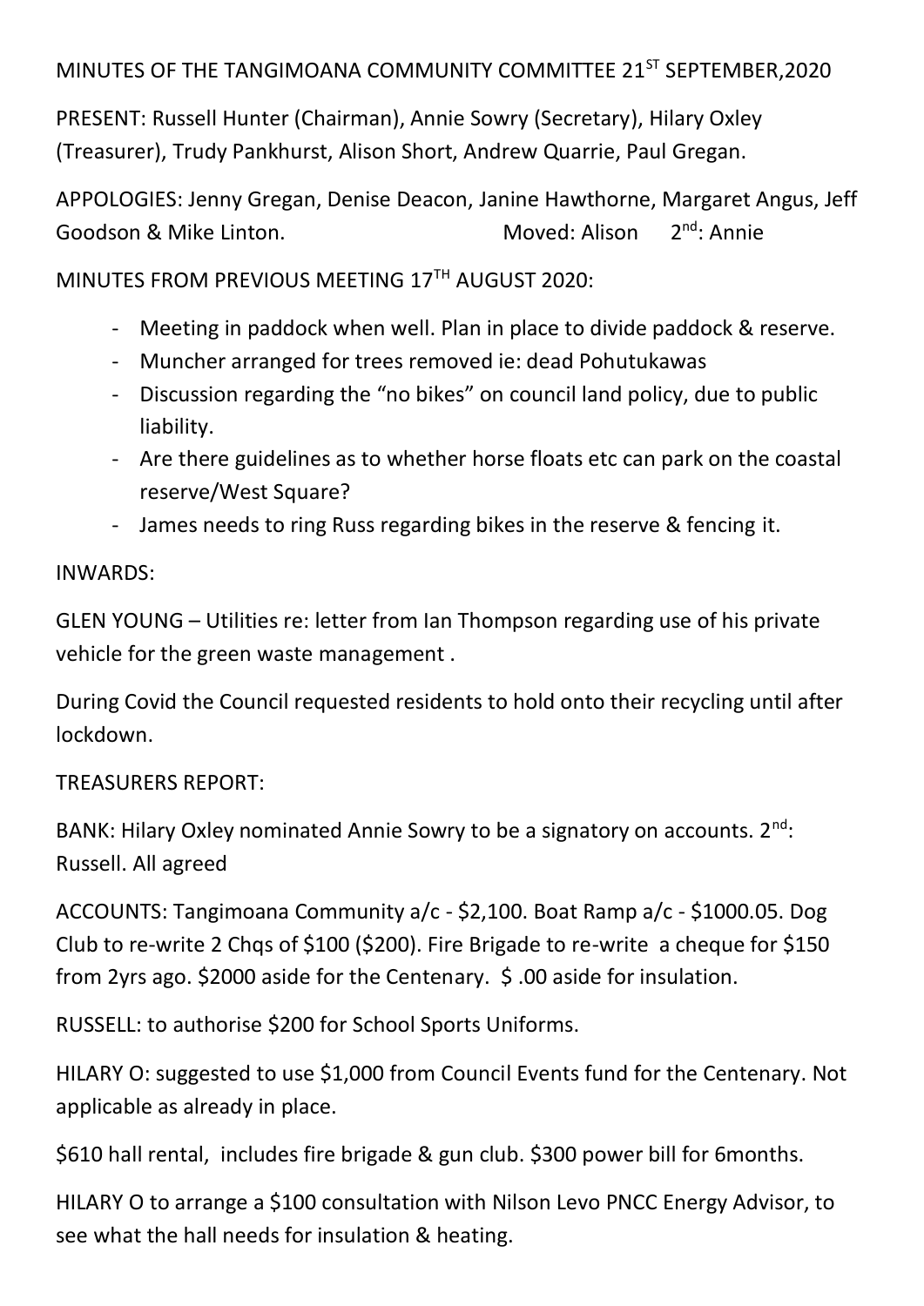MINUTES OF THE TANGIMOANA COMMUNITY COMMITTEE 21ST SEPTEMBER,2020

PRESENT: Russell Hunter (Chairman), Annie Sowry (Secretary), Hilary Oxley (Treasurer), Trudy Pankhurst, Alison Short, Andrew Quarrie, Paul Gregan.

APPOLOGIES: Jenny Gregan, Denise Deacon, Janine Hawthorne, Margaret Angus, Jeff Goodson & Mike Linton. Moved: Alison 2nd: Annie

MINUTES FROM PREVIOUS MEETING 17TH AUGUST 2020:

- Meeting in paddock when well. Plan in place to divide paddock & reserve.
- Muncher arranged for trees removed ie: dead Pohutukawas
- Discussion regarding the "no bikes" on council land policy, due to public liability.
- Are there guidelines as to whether horse floats etc can park on the coastal reserve/West Square?
- James needs to ring Russ regarding bikes in the reserve & fencing it.

INWARDS:

GLEN YOUNG – Utilities re: letter from Ian Thompson regarding use of his private vehicle for the green waste management .

During Covid the Council requested residents to hold onto their recycling until after lockdown.

TREASURERS REPORT:

BANK: Hilary Oxley nominated Annie Sowry to be a signatory on accounts. 2nd: Russell. All agreed

ACCOUNTS: Tangimoana Community a/c - $2,100. Boat Ramp a/c - $1000.05. Dog Club to re-write 2 Chqs of $100 ($200). Fire Brigade to re-write a cheque for $150 from 2yrs ago. $2000 aside for the Centenary. $ .00 aside for insulation.

RUSSELL: to authorise $200 for School Sports Uniforms.

HILARY O: suggested to use $1,000 from Council Events fund for the Centenary. Not applicable as already in place.

$610 hall rental, includes fire brigade & gun club. $300 power bill for 6months.

HILARY O to arrange a $100 consultation with Nilson Levo PNCC Energy Advisor, to see what the hall needs for insulation & heating.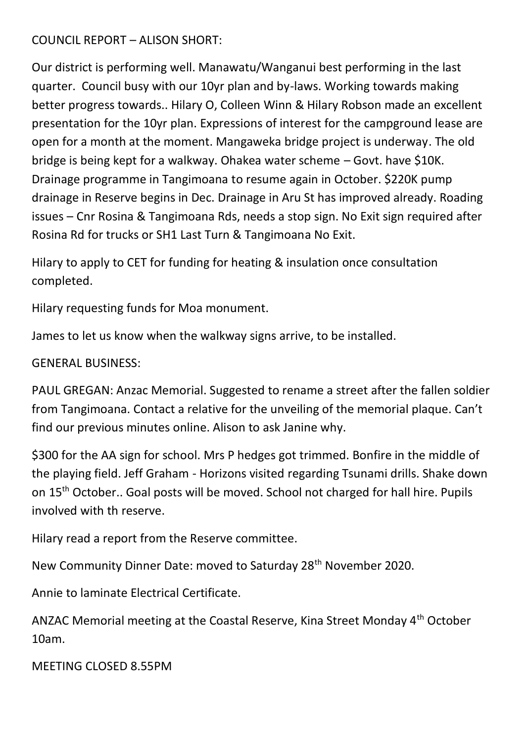## COUNCIL REPORT – ALISON SHORT:

Our district is performing well. Manawatu/Wanganui best performing in the last quarter. Council busy with our 10yr plan and by-laws. Working towards making better progress towards.. Hilary O, Colleen Winn & Hilary Robson made an excellent presentation for the 10yr plan. Expressions of interest for the campground lease are open for a month at the moment. Mangaweka bridge project is underway. The old bridge is being kept for a walkway. Ohakea water scheme – Govt. have $10K. Drainage programme in Tangimoana to resume again in October. $220K pump drainage in Reserve begins in Dec. Drainage in Aru St has improved already. Roading issues – Cnr Rosina & Tangimoana Rds, needs a stop sign. No Exit sign required after Rosina Rd for trucks or SH1 Last Turn & Tangimoana No Exit.

Hilary to apply to CET for funding for heating & insulation once consultation completed.

Hilary requesting funds for Moa monument.

James to let us know when the walkway signs arrive, to be installed.

## GENERAL BUSINESS:

PAUL GREGAN: Anzac Memorial. Suggested to rename a street after the fallen soldier from Tangimoana. Contact a relative for the unveiling of the memorial plaque. Can't find our previous minutes online. Alison to ask Janine why.

$300 for the AA sign for school. Mrs P hedges got trimmed. Bonfire in the middle of the playing field. Jeff Graham - Horizons visited regarding Tsunami drills. Shake down on 15th October.. Goal posts will be moved. School not charged for hall hire. Pupils involved with th reserve.

Hilary read a report from the Reserve committee.

New Community Dinner Date: moved to Saturday 28th November 2020.

Annie to laminate Electrical Certificate.

ANZAC Memorial meeting at the Coastal Reserve, Kina Street Monday 4th October 10am.

MEETING CLOSED 8.55PM